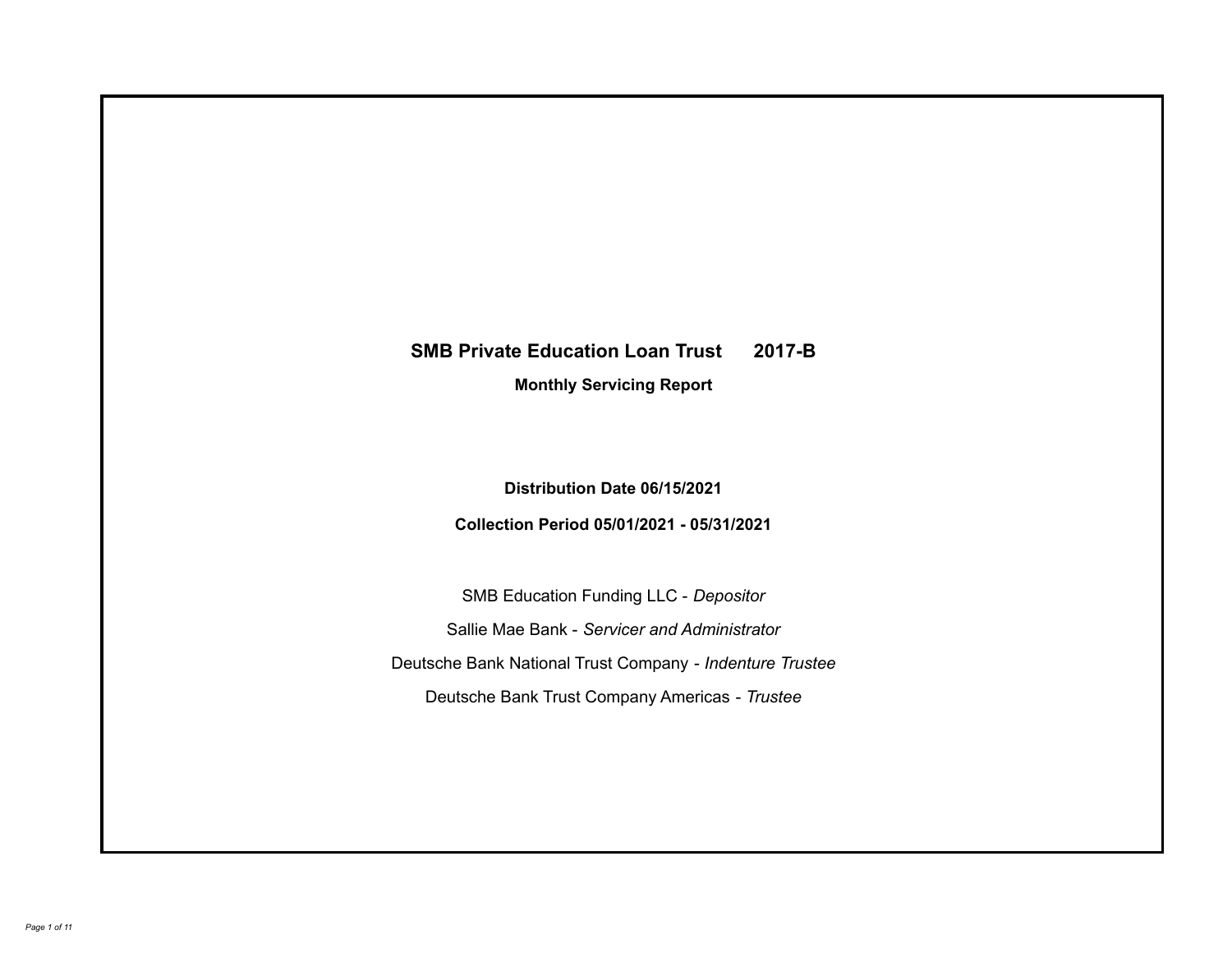# SMB Private Education Loan Trust 2017-B

## Monthly Servicing Report

**Distribution Date 06/15/2021**

**Collection Period 05/01/2021 - 05/31/2021**

SMB Education Funding LLC - *Depositor*

Sallie Mae Bank - *Servicer and Administrator*

Deutsche Bank National Trust Company - *Indenture Trustee*

Deutsche Bank Trust Company Americas - *Trustee*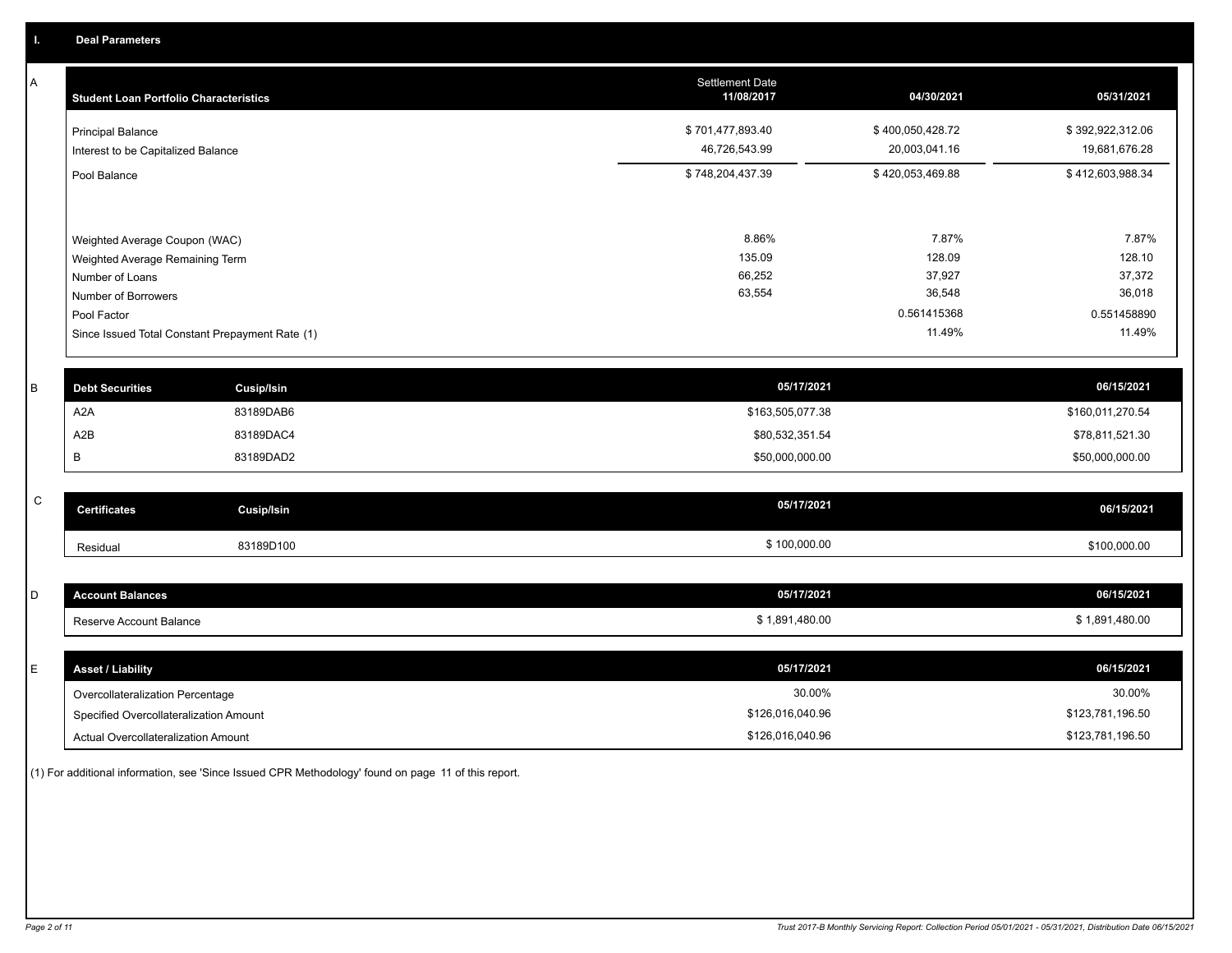## I. Deal Parameters

### A

| Student Loan Portfolio Characteristics | Settlement Date 11/08/2017 | 04/30/2021 | 05/31/2021 |
|---|---|---|---|
| Principal Balance | $ 701,477,893.40 | $ 400,050,428.72 | $ 392,922,312.06 |
| Interest to be Capitalized Balance | 46,726,543.99 | 20,003,041.16 | 19,681,676.28 |
| Pool Balance | $ 748,204,437.39 | $ 420,053,469.88 | $ 412,603,988.34 |
| Weighted Average Coupon (WAC) | 8.86% | 7.87% | 7.87% |
| Weighted Average Remaining Term | 135.09 | 128.09 | 128.10 |
| Number of Loans | 66,252 | 37,927 | 37,372 |
| Number of Borrowers | 63,554 | 36,548 | 36,018 |
| Pool Factor | | 0.561415368 | 0.551458890 |
| Since Issued Total Constant Prepayment Rate (1) | | 11.49% | 11.49% |

### B

| Debt Securities | Cusip/Isin | 05/17/2021 | 06/15/2021 |
|---|---|---|---|
| A2A | 83189DAB6 | $163,505,077.38 | $160,011,270.54 |
| A2B | 83189DAC4 | $80,532,351.54 | $78,811,521.30 |
| B | 83189DAD2 | $50,000,000.00 | $50,000,000.00 |

### C

| Certificates | Cusip/Isin | 05/17/2021 | 06/15/2021 |
|---|---|---|---|
| Residual | 83189D100 | $ 100,000.00 | $100,000.00 |

### D

| Account Balances | 05/17/2021 | 06/15/2021 |
|---|---|---|
| Reserve Account Balance | $ 1,891,480.00 | $ 1,891,480.00 |

### E

| Asset / Liability | 05/17/2021 | 06/15/2021 |
|---|---|---|
| Overcollateralization Percentage | 30.00% | 30.00% |
| Specified Overcollateralization Amount | $126,016,040.96 | $123,781,196.50 |
| Actual Overcollateralization Amount | $126,016,040.96 | $123,781,196.50 |

(1) For additional information, see 'Since Issued CPR Methodology' found on page 11 of this report.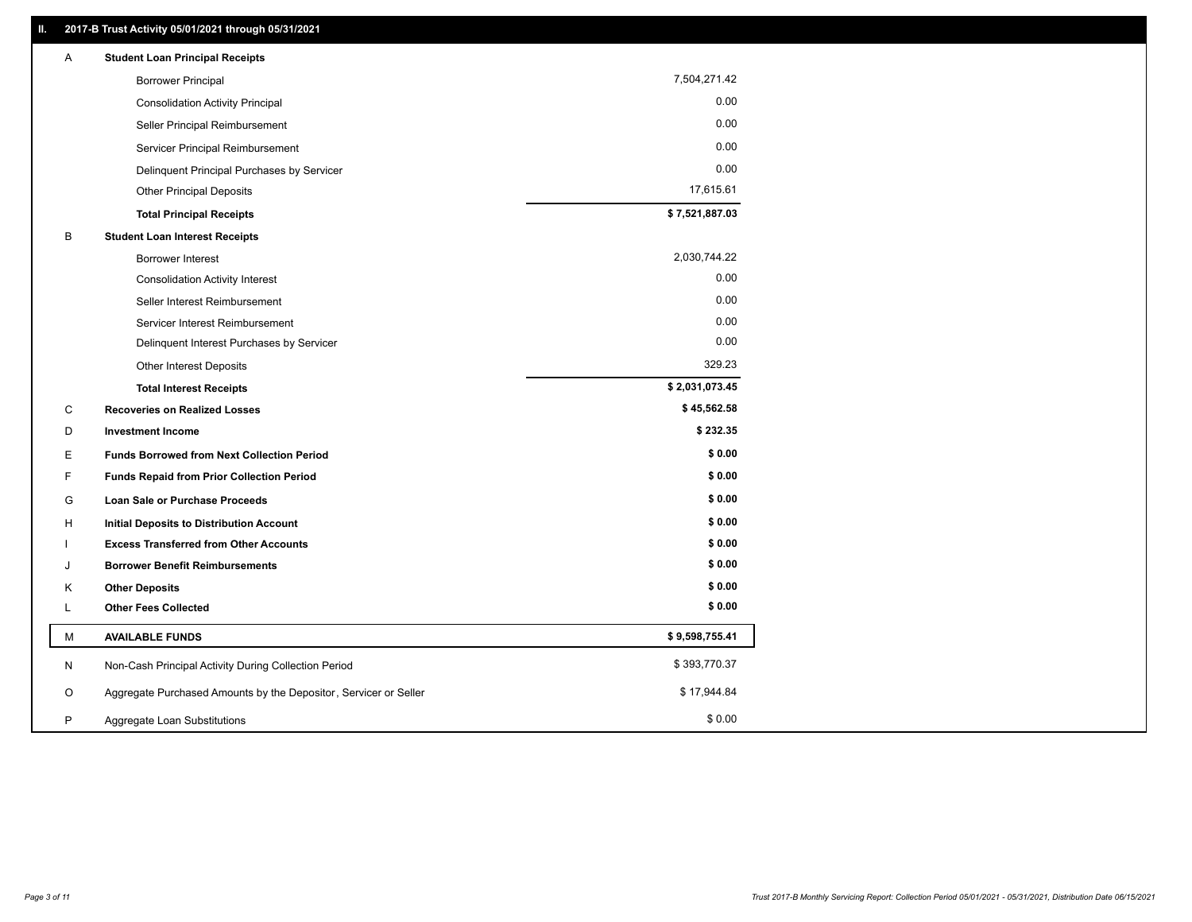## II. 2017-B Trust Activity 05/01/2021 through 05/31/2021

| | | |
|---|---|---|
| A | **Student Loan Principal Receipts** | |
| | Borrower Principal | 7,504,271.42 |
| | Consolidation Activity Principal | 0.00 |
| | Seller Principal Reimbursement | 0.00 |
| | Servicer Principal Reimbursement | 0.00 |
| | Delinquent Principal Purchases by Servicer | 0.00 |
| | Other Principal Deposits | 17,615.61 |
| | **Total Principal Receipts** | **$ 7,521,887.03** |
| B | **Student Loan Interest Receipts** | |
| | Borrower Interest | 2,030,744.22 |
| | Consolidation Activity Interest | 0.00 |
| | Seller Interest Reimbursement | 0.00 |
| | Servicer Interest Reimbursement | 0.00 |
| | Delinquent Interest Purchases by Servicer | 0.00 |
| | Other Interest Deposits | 329.23 |
| | **Total Interest Receipts** | **$ 2,031,073.45** |
| C | **Recoveries on Realized Losses** | **$ 45,562.58** |
| D | **Investment Income** | **$ 232.35** |
| E | **Funds Borrowed from Next Collection Period** | **$ 0.00** |
| F | **Funds Repaid from Prior Collection Period** | **$ 0.00** |
| G | **Loan Sale or Purchase Proceeds** | **$ 0.00** |
| H | **Initial Deposits to Distribution Account** | **$ 0.00** |
| I | **Excess Transferred from Other Accounts** | **$ 0.00** |
| J | **Borrower Benefit Reimbursements** | **$ 0.00** |
| K | **Other Deposits** | **$ 0.00** |
| L | **Other Fees Collected** | **$ 0.00** |
| M | **AVAILABLE FUNDS** | **$ 9,598,755.41** |
| N | Non-Cash Principal Activity During Collection Period | $ 393,770.37 |
| O | Aggregate Purchased Amounts by the Depositor, Servicer or Seller | $ 17,944.84 |
| P | Aggregate Loan Substitutions | $ 0.00 |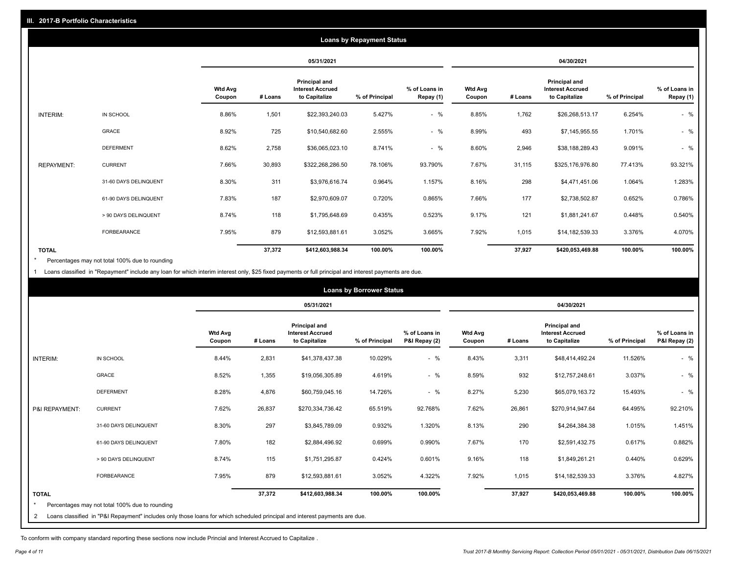## III. 2017-B Portfolio Characteristics

### Loans by Repayment Status

| | | 05/31/2021 | | | | | 04/30/2021 | | | | |
|---|---|---|---|---|---|---|---|---|---|---|---|
| | | Wtd Avg Coupon | # Loans | Principal and Interest Accrued to Capitalize | % of Principal | % of Loans in Repay (1) | Wtd Avg Coupon | # Loans | Principal and Interest Accrued to Capitalize | % of Principal | % of Loans in Repay (1) |
| INTERIM: | IN SCHOOL | 8.86% | 1,501 | $22,393,240.03 | 5.427% | - % | 8.85% | 1,762 | $26,268,513.17 | 6.254% | - % |
| | GRACE | 8.92% | 725 | $10,540,682.60 | 2.555% | - % | 8.99% | 493 | $7,145,955.55 | 1.701% | - % |
| | DEFERMENT | 8.62% | 2,758 | $36,065,023.10 | 8.741% | - % | 8.60% | 2,946 | $38,188,289.43 | 9.091% | - % |
| REPAYMENT: | CURRENT | 7.66% | 30,893 | $322,268,286.50 | 78.106% | 93.790% | 7.67% | 31,115 | $325,176,976.80 | 77.413% | 93.321% |
| | 31-60 DAYS DELINQUENT | 8.30% | 311 | $3,976,616.74 | 0.964% | 1.157% | 8.16% | 298 | $4,471,451.06 | 1.064% | 1.283% |
| | 61-90 DAYS DELINQUENT | 7.83% | 187 | $2,970,609.07 | 0.720% | 0.865% | 7.66% | 177 | $2,738,502.87 | 0.652% | 0.786% |
| | > 90 DAYS DELINQUENT | 8.74% | 118 | $1,795,648.69 | 0.435% | 0.523% | 9.17% | 121 | $1,881,241.67 | 0.448% | 0.540% |
| | FORBEARANCE | 7.95% | 879 | $12,593,881.61 | 3.052% | 3.665% | 7.92% | 1,015 | $14,182,539.33 | 3.376% | 4.070% |
| **TOTAL** | | | **37,372** | **$412,603,988.34** | **100.00%** | **100.00%** | | **37,927** | **$420,053,469.88** | **100.00%** | **100.00%** |

\* Percentages may not total 100% due to rounding

1 Loans classified in "Repayment" include any loan for which interim interest only, $25 fixed payments or full principal and interest payments are due.

### Loans by Borrower Status

| | | 05/31/2021 | | | | | 04/30/2021 | | | | |
|---|---|---|---|---|---|---|---|---|---|---|---|
| | | Wtd Avg Coupon | # Loans | Principal and Interest Accrued to Capitalize | % of Principal | % of Loans in P&I Repay (2) | Wtd Avg Coupon | # Loans | Principal and Interest Accrued to Capitalize | % of Principal | % of Loans in P&I Repay (2) |
| INTERIM: | IN SCHOOL | 8.44% | 2,831 | $41,378,437.38 | 10.029% | - % | 8.43% | 3,311 | $48,414,492.24 | 11.526% | - % |
| | GRACE | 8.52% | 1,355 | $19,056,305.89 | 4.619% | - % | 8.59% | 932 | $12,757,248.61 | 3.037% | - % |
| | DEFERMENT | 8.28% | 4,876 | $60,759,045.16 | 14.726% | - % | 8.27% | 5,230 | $65,079,163.72 | 15.493% | - % |
| P&I REPAYMENT: | CURRENT | 7.62% | 26,837 | $270,334,736.42 | 65.519% | 92.768% | 7.62% | 26,861 | $270,914,947.64 | 64.495% | 92.210% |
| | 31-60 DAYS DELINQUENT | 8.30% | 297 | $3,845,789.09 | 0.932% | 1.320% | 8.13% | 290 | $4,264,384.38 | 1.015% | 1.451% |
| | 61-90 DAYS DELINQUENT | 7.80% | 182 | $2,884,496.92 | 0.699% | 0.990% | 7.67% | 170 | $2,591,432.75 | 0.617% | 0.882% |
| | > 90 DAYS DELINQUENT | 8.74% | 115 | $1,751,295.87 | 0.424% | 0.601% | 9.16% | 118 | $1,849,261.21 | 0.440% | 0.629% |
| | FORBEARANCE | 7.95% | 879 | $12,593,881.61 | 3.052% | 4.322% | 7.92% | 1,015 | $14,182,539.33 | 3.376% | 4.827% |
| **TOTAL** | | | **37,372** | **$412,603,988.34** | **100.00%** | **100.00%** | | **37,927** | **$420,053,469.88** | **100.00%** | **100.00%** |

\* Percentages may not total 100% due to rounding

2 Loans classified in "P&I Repayment" includes only those loans for which scheduled principal and interest payments are due.

To conform with company standard reporting these sections now include Princial and Interest Accrued to Capitalize .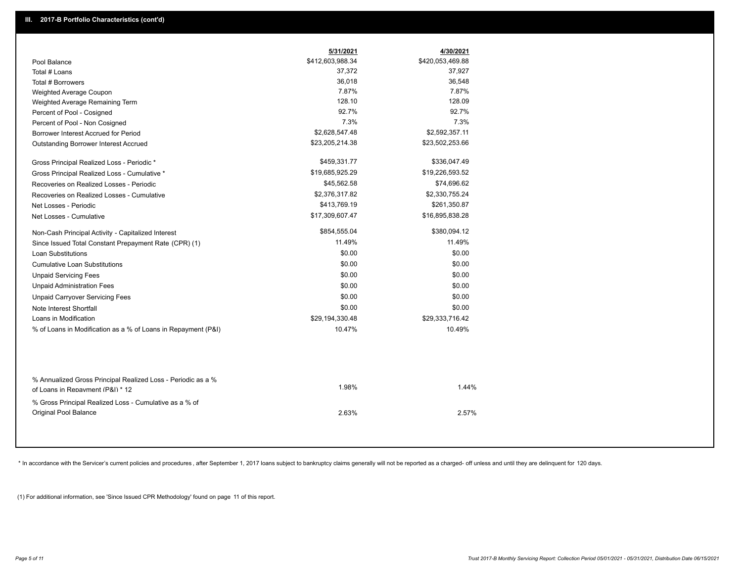## III. 2017-B Portfolio Characteristics (cont'd)

| | 5/31/2021 | 4/30/2021 |
|---|---|---|
| Pool Balance | $412,603,988.34 | $420,053,469.88 |
| Total # Loans | 37,372 | 37,927 |
| Total # Borrowers | 36,018 | 36,548 |
| Weighted Average Coupon | 7.87% | 7.87% |
| Weighted Average Remaining Term | 128.10 | 128.09 |
| Percent of Pool - Cosigned | 92.7% | 92.7% |
| Percent of Pool - Non Cosigned | 7.3% | 7.3% |
| Borrower Interest Accrued for Period | $2,628,547.48 | $2,592,357.11 |
| Outstanding Borrower Interest Accrued | $23,205,214.38 | $23,502,253.66 |
| Gross Principal Realized Loss - Periodic * | $459,331.77 | $336,047.49 |
| Gross Principal Realized Loss - Cumulative * | $19,685,925.29 | $19,226,593.52 |
| Recoveries on Realized Losses - Periodic | $45,562.58 | $74,696.62 |
| Recoveries on Realized Losses - Cumulative | $2,376,317.82 | $2,330,755.24 |
| Net Losses - Periodic | $413,769.19 | $261,350.87 |
| Net Losses - Cumulative | $17,309,607.47 | $16,895,838.28 |
| Non-Cash Principal Activity - Capitalized Interest | $854,555.04 | $380,094.12 |
| Since Issued Total Constant Prepayment Rate (CPR) (1) | 11.49% | 11.49% |
| Loan Substitutions | $0.00 | $0.00 |
| Cumulative Loan Substitutions | $0.00 | $0.00 |
| Unpaid Servicing Fees | $0.00 | $0.00 |
| Unpaid Administration Fees | $0.00 | $0.00 |
| Unpaid Carryover Servicing Fees | $0.00 | $0.00 |
| Note Interest Shortfall | $0.00 | $0.00 |
| Loans in Modification | $29,194,330.48 | $29,333,716.42 |
| % of Loans in Modification as a % of Loans in Repayment (P&I) | 10.47% | 10.49% |
| % Annualized Gross Principal Realized Loss - Periodic as a % of Loans in Repayment (P&I) * 12 | 1.98% | 1.44% |
| % Gross Principal Realized Loss - Cumulative as a % of Original Pool Balance | 2.63% | 2.57% |

\* In accordance with the Servicer's current policies and procedures , after September 1, 2017 loans subject to bankruptcy claims generally will not be reported as a charged- off unless and until they are delinquent for 120 days.

(1) For additional information, see 'Since Issued CPR Methodology' found on page 11 of this report.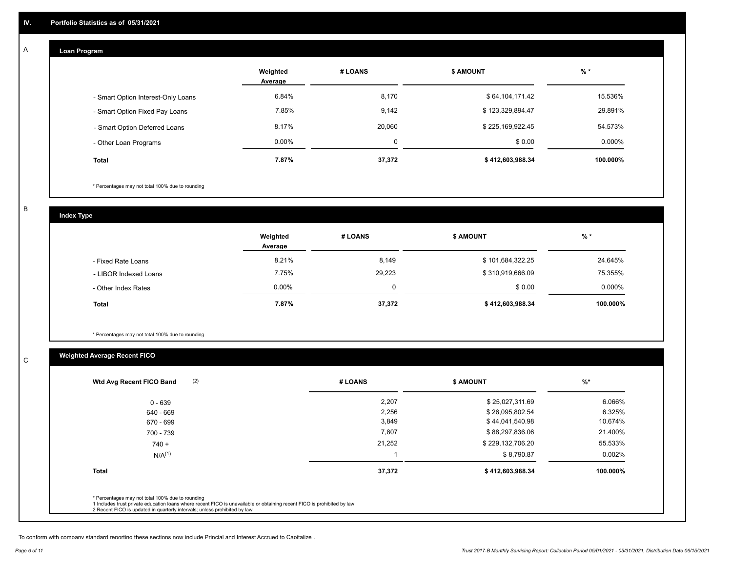## IV. Portfolio Statistics as of 05/31/2021

### A Loan Program

| | Weighted Average | # LOANS | $ AMOUNT | % * |
|---|---|---|---|---|
| - Smart Option Interest-Only Loans | 6.84% | 8,170 | $ 64,104,171.42 | 15.536% |
| - Smart Option Fixed Pay Loans | 7.85% | 9,142 | $ 123,329,894.47 | 29.891% |
| - Smart Option Deferred Loans | 8.17% | 20,060 | $ 225,169,922.45 | 54.573% |
| - Other Loan Programs | 0.00% | 0 | $ 0.00 | 0.000% |
| **Total** | **7.87%** | **37,372** | **$ 412,603,988.34** | **100.000%** |

* Percentages may not total 100% due to rounding

### B Index Type

| | Weighted Average | # LOANS | $ AMOUNT | % * |
|---|---|---|---|---|
| - Fixed Rate Loans | 8.21% | 8,149 | $ 101,684,322.25 | 24.645% |
| - LIBOR Indexed Loans | 7.75% | 29,223 | $ 310,919,666.09 | 75.355% |
| - Other Index Rates | 0.00% | 0 | $ 0.00 | 0.000% |
| **Total** | **7.87%** | **37,372** | **$ 412,603,988.34** | **100.000%** |

* Percentages may not total 100% due to rounding

### C Weighted Average Recent FICO

| Wtd Avg Recent FICO Band (2) | # LOANS | $ AMOUNT | %* |
|---|---|---|---|
| 0 - 639 | 2,207 | $ 25,027,311.69 | 6.066% |
| 640 - 669 | 2,256 | $ 26,095,802.54 | 6.325% |
| 670 - 699 | 3,849 | $ 44,041,540.98 | 10.674% |
| 700 - 739 | 7,807 | $ 88,297,836.06 | 21.400% |
| 740 + | 21,252 | $ 229,132,706.20 | 55.533% |
| N/A(1) | 1 | $ 8,790.87 | 0.002% |
| **Total** | **37,372** | **$ 412,603,988.34** | **100.000%** |

* Percentages may not total 100% due to rounding
1 Includes trust private education loans where recent FICO is unavailable or obtaining recent FICO is prohibited by law
2 Recent FICO is updated in quarterly intervals; unless prohibited by law

To conform with company standard reporting these sections now include Princial and Interest Accrued to Capitalize .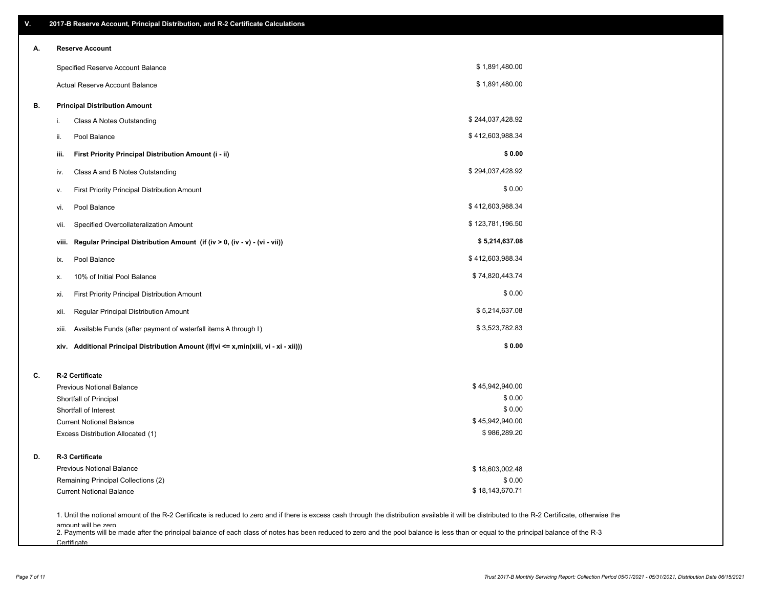## V. 2017-B Reserve Account, Principal Distribution, and R-2 Certificate Calculations

### A. Reserve Account

| | |
|---|---|
| Specified Reserve Account Balance | $ 1,891,480.00 |
| Actual Reserve Account Balance | $ 1,891,480.00 |

### B. Principal Distribution Amount

| | | |
|---|---|---|
| i. | Class A Notes Outstanding | $ 244,037,428.92 |
| ii. | Pool Balance | $ 412,603,988.34 |
| **iii.** | **First Priority Principal Distribution Amount (i - ii)** | **$ 0.00** |
| iv. | Class A and B Notes Outstanding | $ 294,037,428.92 |
| v. | First Priority Principal Distribution Amount | $ 0.00 |
| vi. | Pool Balance | $ 412,603,988.34 |
| vii. | Specified Overcollateralization Amount | $ 123,781,196.50 |
| **viii.** | **Regular Principal Distribution Amount (if (iv > 0, (iv - v) - (vi - vii))** | **$ 5,214,637.08** |
| ix. | Pool Balance | $ 412,603,988.34 |
| x. | 10% of Initial Pool Balance | $ 74,820,443.74 |
| xi. | First Priority Principal Distribution Amount | $ 0.00 |
| xii. | Regular Principal Distribution Amount | $ 5,214,637.08 |
| xiii. | Available Funds (after payment of waterfall items A through I) | $ 3,523,782.83 |
| **xiv.** | **Additional Principal Distribution Amount (if(vi <= x,min(xiii, vi - xi - xii)))** | **$ 0.00** |

### C. R-2 Certificate

| | |
|---|---|
| Previous Notional Balance | $ 45,942,940.00 |
| Shortfall of Principal | $ 0.00 |
| Shortfall of Interest | $ 0.00 |
| Current Notional Balance | $ 45,942,940.00 |
| Excess Distribution Allocated (1) | $ 986,289.20 |

### D. R-3 Certificate

| | |
|---|---|
| Previous Notional Balance | $ 18,603,002.48 |
| Remaining Principal Collections (2) | $ 0.00 |
| Current Notional Balance | $ 18,143,670.71 |

1. Until the notional amount of the R-2 Certificate is reduced to zero and if there is excess cash through the distribution available it will be distributed to the R-2 Certificate, otherwise the amount will be zero

2. Payments will be made after the principal balance of each class of notes has been reduced to zero and the pool balance is less than or equal to the principal balance of the R-3 Certificate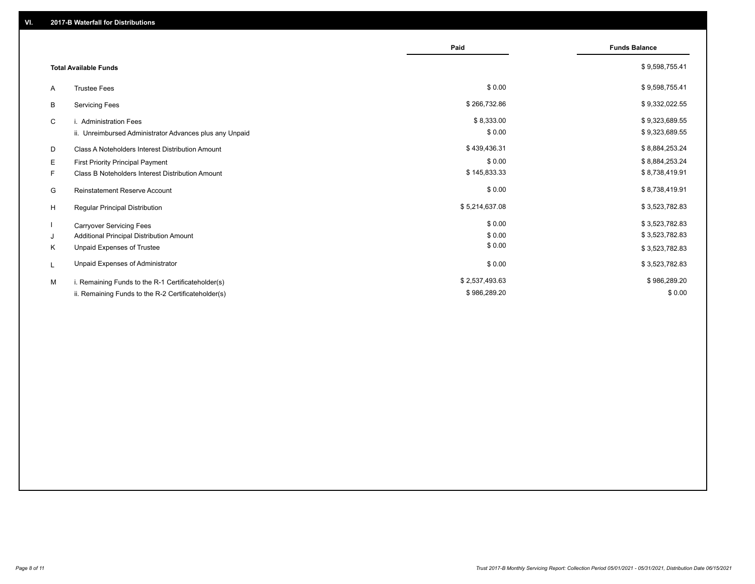## VI. 2017-B Waterfall for Distributions

| | | Paid | Funds Balance |
|---|---|---|---|
| | **Total Available Funds** | | $ 9,598,755.41 |
| A | Trustee Fees | $ 0.00 | $ 9,598,755.41 |
| B | Servicing Fees | $ 266,732.86 | $ 9,332,022.55 |
| C | i. Administration Fees | $ 8,333.00 | $ 9,323,689.55 |
| | ii. Unreimbursed Administrator Advances plus any Unpaid | $ 0.00 | $ 9,323,689.55 |
| D | Class A Noteholders Interest Distribution Amount | $ 439,436.31 | $ 8,884,253.24 |
| E | First Priority Principal Payment | $ 0.00 | $ 8,884,253.24 |
| F | Class B Noteholders Interest Distribution Amount | $ 145,833.33 | $ 8,738,419.91 |
| G | Reinstatement Reserve Account | $ 0.00 | $ 8,738,419.91 |
| H | Regular Principal Distribution | $ 5,214,637.08 | $ 3,523,782.83 |
| I | Carryover Servicing Fees | $ 0.00 | $ 3,523,782.83 |
| J | Additional Principal Distribution Amount | $ 0.00 | $ 3,523,782.83 |
| K | Unpaid Expenses of Trustee | $ 0.00 | $ 3,523,782.83 |
| L | Unpaid Expenses of Administrator | $ 0.00 | $ 3,523,782.83 |
| M | i. Remaining Funds to the R-1 Certificateholder(s) | $ 2,537,493.63 | $ 986,289.20 |
| | ii. Remaining Funds to the R-2 Certificateholder(s) | $ 986,289.20 | $ 0.00 |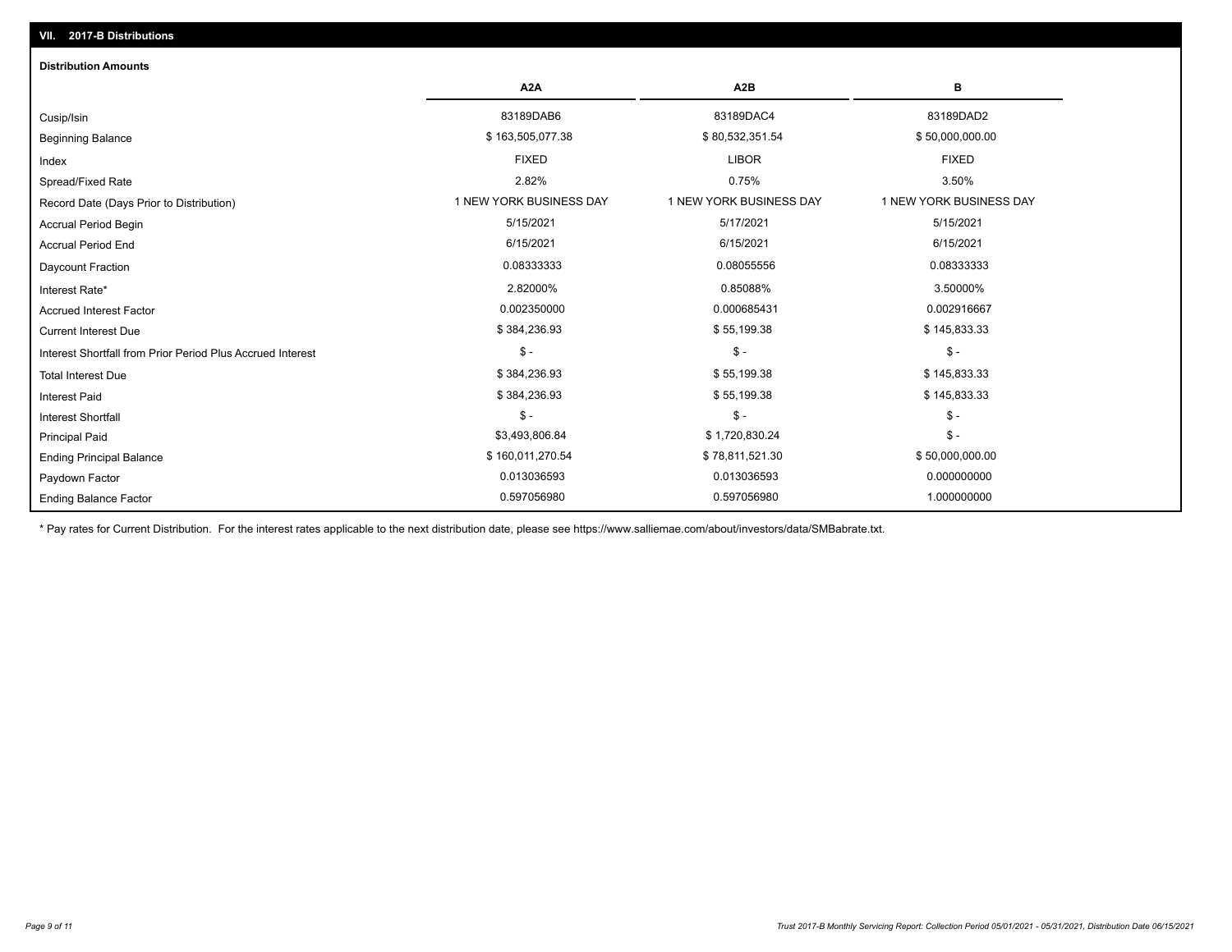## VII. 2017-B Distributions

### Distribution Amounts

| | A2A | A2B | B |
|---|---|---|---|
| Cusip/Isin | 83189DAB6 | 83189DAC4 | 83189DAD2 |
| Beginning Balance | $ 163,505,077.38 | $ 80,532,351.54 | $ 50,000,000.00 |
| Index | FIXED | LIBOR | FIXED |
| Spread/Fixed Rate | 2.82% | 0.75% | 3.50% |
| Record Date (Days Prior to Distribution) | 1 NEW YORK BUSINESS DAY | 1 NEW YORK BUSINESS DAY | 1 NEW YORK BUSINESS DAY |
| Accrual Period Begin | 5/15/2021 | 5/17/2021 | 5/15/2021 |
| Accrual Period End | 6/15/2021 | 6/15/2021 | 6/15/2021 |
| Daycount Fraction | 0.08333333 | 0.08055556 | 0.08333333 |
| Interest Rate* | 2.82000% | 0.85088% | 3.50000% |
| Accrued Interest Factor | 0.002350000 | 0.000685431 | 0.002916667 |
| Current Interest Due | $ 384,236.93 | $ 55,199.38 | $ 145,833.33 |
| Interest Shortfall from Prior Period Plus Accrued Interest | $ - | $ - | $ - |
| Total Interest Due | $ 384,236.93 | $ 55,199.38 | $ 145,833.33 |
| Interest Paid | $ 384,236.93 | $ 55,199.38 | $ 145,833.33 |
| Interest Shortfall | $ - | $ - | $ - |
| Principal Paid | $3,493,806.84 | $ 1,720,830.24 | $ - |
| Ending Principal Balance | $ 160,011,270.54 | $ 78,811,521.30 | $ 50,000,000.00 |
| Paydown Factor | 0.013036593 | 0.013036593 | 0.000000000 |
| Ending Balance Factor | 0.597056980 | 0.597056980 | 1.000000000 |

* Pay rates for Current Distribution. For the interest rates applicable to the next distribution date, please see https://www.salliemae.com/about/investors/data/SMBabrate.txt.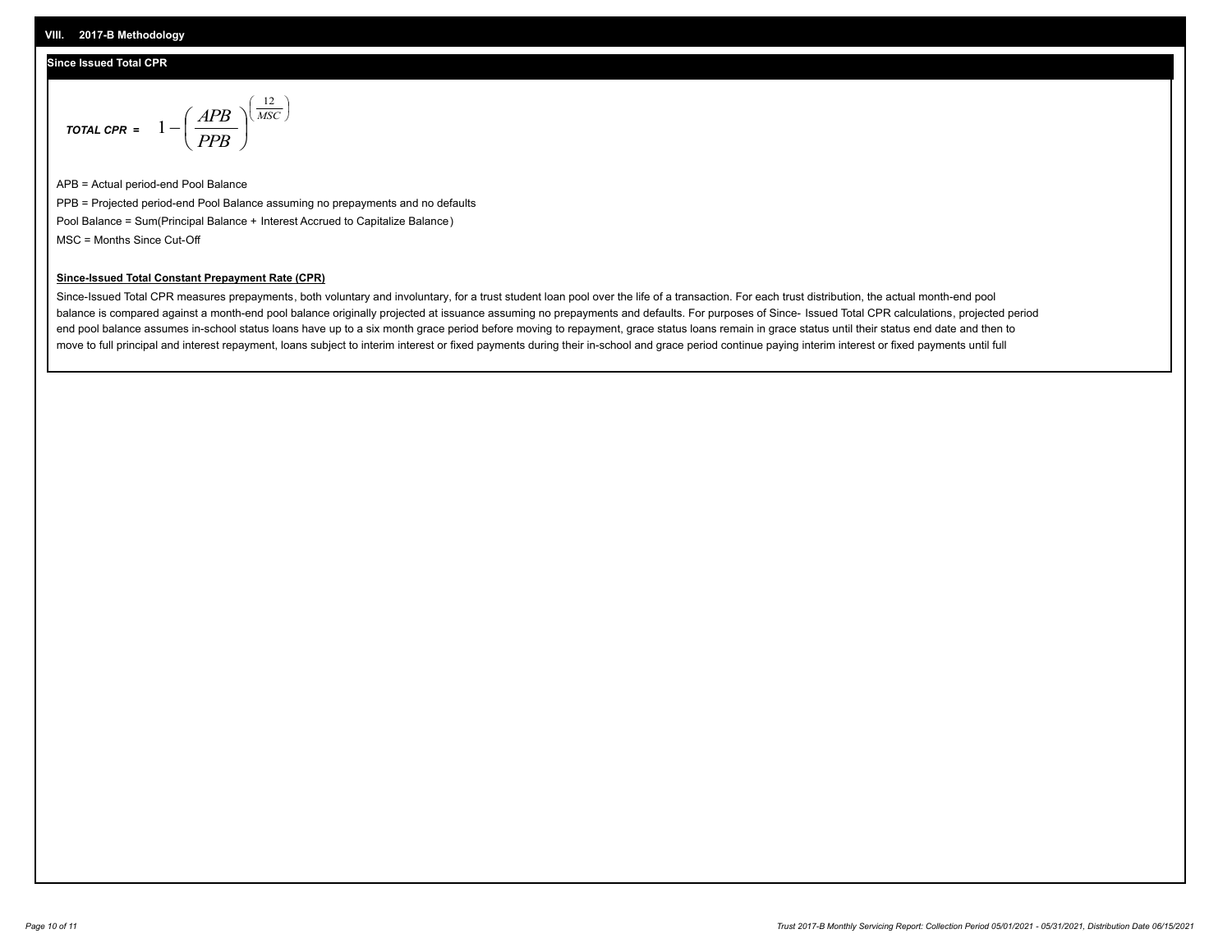## VIII. 2017-B Methodology

### Since Issued Total CPR

$$\textit{TOTAL CPR} = 1 - \left(\frac{APB}{PPB}\right)^{\left(\frac{12}{MSC}\right)}$$

APB = Actual period-end Pool Balance

PPB = Projected period-end Pool Balance assuming no prepayments and no defaults

Pool Balance = Sum(Principal Balance + Interest Accrued to Capitalize Balance)

MSC = Months Since Cut-Off

**Since-Issued Total Constant Prepayment Rate (CPR)**

Since-Issued Total CPR measures prepayments, both voluntary and involuntary, for a trust student loan pool over the life of a transaction. For each trust distribution, the actual month-end pool balance is compared against a month-end pool balance originally projected at issuance assuming no prepayments and defaults. For purposes of Since- Issued Total CPR calculations, projected period end pool balance assumes in-school status loans have up to a six month grace period before moving to repayment, grace status loans remain in grace status until their status end date and then to move to full principal and interest repayment, loans subject to interim interest or fixed payments during their in-school and grace period continue paying interim interest or fixed payments until full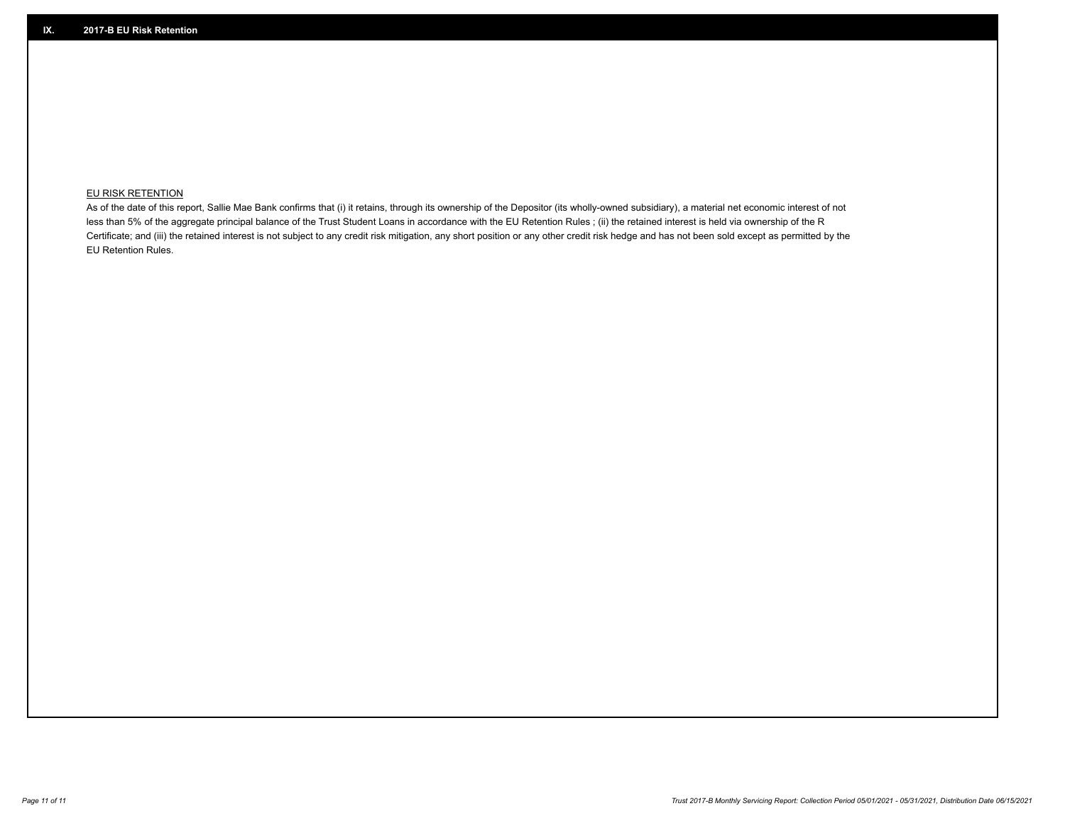## IX. 2017-B EU Risk Retention

EU RISK RETENTION

As of the date of this report, Sallie Mae Bank confirms that (i) it retains, through its ownership of the Depositor (its wholly-owned subsidiary), a material net economic interest of not less than 5% of the aggregate principal balance of the Trust Student Loans in accordance with the EU Retention Rules ; (ii) the retained interest is held via ownership of the R Certificate; and (iii) the retained interest is not subject to any credit risk mitigation, any short position or any other credit risk hedge and has not been sold except as permitted by the EU Retention Rules.